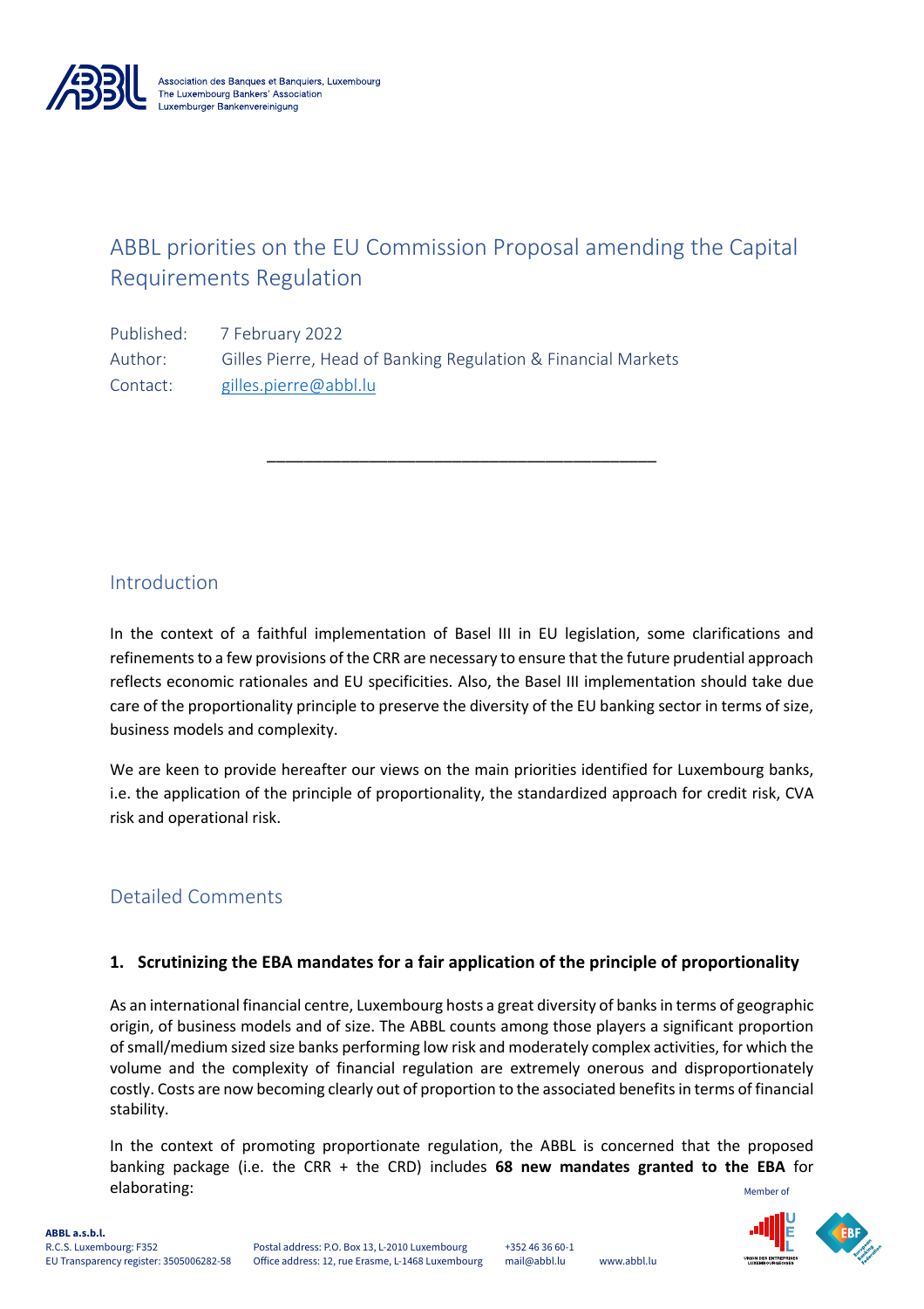# ABBL priorities on the EU Commission Proposal amending the Capital Requirements Regulation

Published: 7 February 2022

Author: Gilles Pierre, Head of Banking Regulation & Financial Markets

Contact: gilles.pierre@abbl.lu

---

## Introduction

In the context of a faithful implementation of Basel III in EU legislation, some clarifications and refinements to a few provisions of the CRR are necessary to ensure that the future prudential approach reflects economic rationales and EU specificities. Also, the Basel III implementation should take due care of the proportionality principle to preserve the diversity of the EU banking sector in terms of size, business models and complexity.

We are keen to provide hereafter our views on the main priorities identified for Luxembourg banks, i.e. the application of the principle of proportionality, the standardized approach for credit risk, CVA risk and operational risk.

## Detailed Comments

### 1. Scrutinizing the EBA mandates for a fair application of the principle of proportionality

As an international financial centre, Luxembourg hosts a great diversity of banks in terms of geographic origin, of business models and of size. The ABBL counts among those players a significant proportion of small/medium sized size banks performing low risk and moderately complex activities, for which the volume and the complexity of financial regulation are extremely onerous and disproportionately costly. Costs are now becoming clearly out of proportion to the associated benefits in terms of financial stability.

In the context of promoting proportionate regulation, the ABBL is concerned that the proposed banking package (i.e. the CRR + the CRD) includes **68 new mandates granted to the EBA** for elaborating: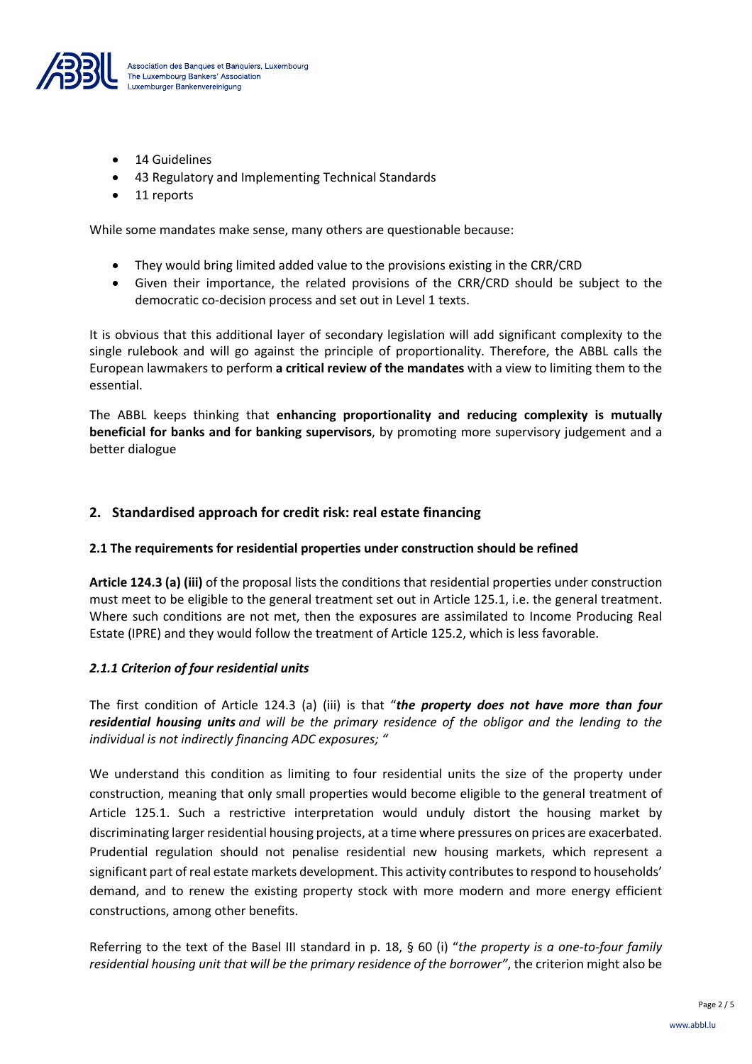- 14 Guidelines
- 43 Regulatory and Implementing Technical Standards
- 11 reports

While some mandates make sense, many others are questionable because:

- They would bring limited added value to the provisions existing in the CRR/CRD
- Given their importance, the related provisions of the CRR/CRD should be subject to the democratic co-decision process and set out in Level 1 texts.

It is obvious that this additional layer of secondary legislation will add significant complexity to the single rulebook and will go against the principle of proportionality. Therefore, the ABBL calls the European lawmakers to perform **a critical review of the mandates** with a view to limiting them to the essential.

The ABBL keeps thinking that **enhancing proportionality and reducing complexity is mutually beneficial for banks and for banking supervisors**, by promoting more supervisory judgement and a better dialogue

## 2. Standardised approach for credit risk: real estate financing

### 2.1 The requirements for residential properties under construction should be refined

**Article 124.3 (a) (iii)** of the proposal lists the conditions that residential properties under construction must meet to be eligible to the general treatment set out in Article 125.1, i.e. the general treatment. Where such conditions are not met, then the exposures are assimilated to Income Producing Real Estate (IPRE) and they would follow the treatment of Article 125.2, which is less favorable.

#### *2.1.1 Criterion of four residential units*

The first condition of Article 124.3 (a) (iii) is that "***the property does not have more than four residential housing units*** *and will be the primary residence of the obligor and the lending to the individual is not indirectly financing ADC exposures; "*

We understand this condition as limiting to four residential units the size of the property under construction, meaning that only small properties would become eligible to the general treatment of Article 125.1. Such a restrictive interpretation would unduly distort the housing market by discriminating larger residential housing projects, at a time where pressures on prices are exacerbated. Prudential regulation should not penalise residential new housing markets, which represent a significant part of real estate markets development. This activity contributes to respond to households' demand, and to renew the existing property stock with more modern and more energy efficient constructions, among other benefits.

Referring to the text of the Basel III standard in p. 18, § 60 (i) "*the property is a one-to-four family residential housing unit that will be the primary residence of the borrower"*, the criterion might also be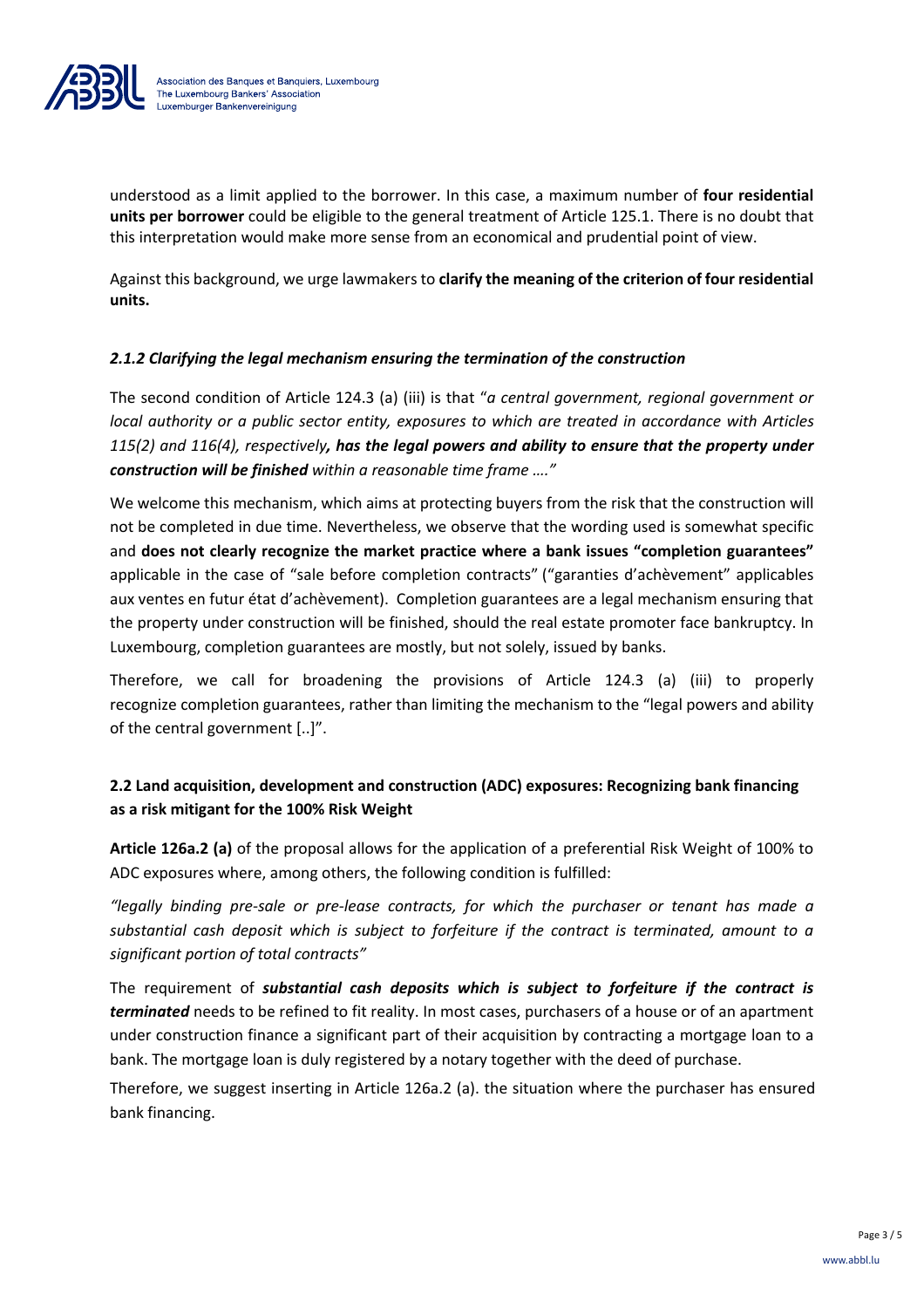understood as a limit applied to the borrower. In this case, a maximum number of **four residential units per borrower** could be eligible to the general treatment of Article 125.1. There is no doubt that this interpretation would make more sense from an economical and prudential point of view.

Against this background, we urge lawmakers to **clarify the meaning of the criterion of four residential units.**

### *2.1.2 Clarifying the legal mechanism ensuring the termination of the construction*

The second condition of Article 124.3 (a) (iii) is that "*a central government, regional government or local authority or a public sector entity, exposures to which are treated in accordance with Articles 115(2) and 116(4), respectively**, has the legal powers and ability to ensure that the property under construction will be finished** within a reasonable time frame …."*

We welcome this mechanism, which aims at protecting buyers from the risk that the construction will not be completed in due time. Nevertheless, we observe that the wording used is somewhat specific and **does not clearly recognize the market practice where a bank issues "completion guarantees"** applicable in the case of "sale before completion contracts" ("garanties d'achèvement" applicables aux ventes en futur état d'achèvement). Completion guarantees are a legal mechanism ensuring that the property under construction will be finished, should the real estate promoter face bankruptcy. In Luxembourg, completion guarantees are mostly, but not solely, issued by banks.

Therefore, we call for broadening the provisions of Article 124.3 (a) (iii) to properly recognize completion guarantees, rather than limiting the mechanism to the "legal powers and ability of the central government [..]".

### 2.2 Land acquisition, development and construction (ADC) exposures: Recognizing bank financing as a risk mitigant for the 100% Risk Weight

**Article 126a.2 (a)** of the proposal allows for the application of a preferential Risk Weight of 100% to ADC exposures where, among others, the following condition is fulfilled:

*"legally binding pre-sale or pre-lease contracts, for which the purchaser or tenant has made a substantial cash deposit which is subject to forfeiture if the contract is terminated, amount to a significant portion of total contracts"*

The requirement of ***substantial cash deposits which is subject to forfeiture if the contract is terminated*** needs to be refined to fit reality. In most cases, purchasers of a house or of an apartment under construction finance a significant part of their acquisition by contracting a mortgage loan to a bank. The mortgage loan is duly registered by a notary together with the deed of purchase.

Therefore, we suggest inserting in Article 126a.2 (a). the situation where the purchaser has ensured bank financing.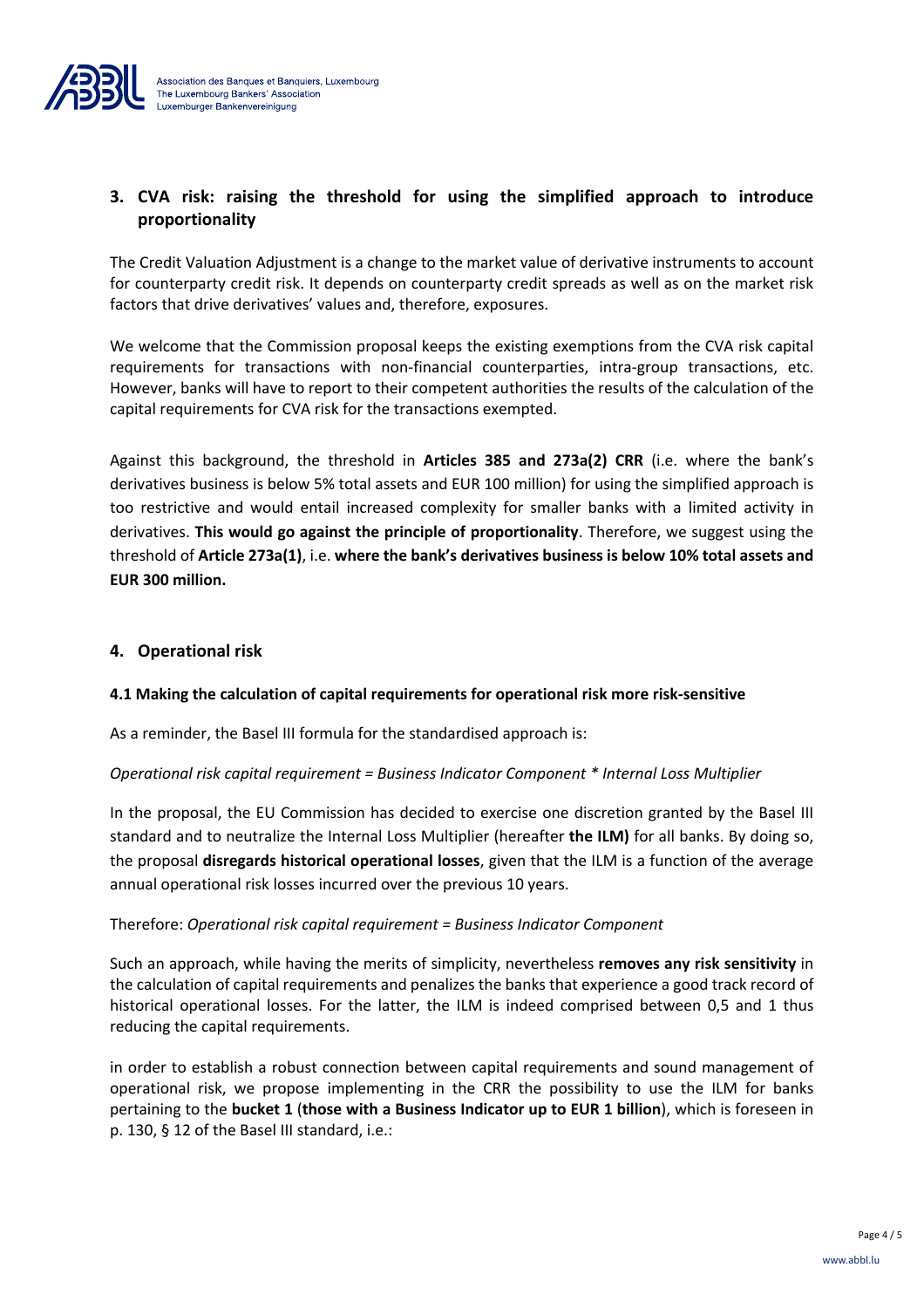## 3. CVA risk: raising the threshold for using the simplified approach to introduce proportionality

The Credit Valuation Adjustment is a change to the market value of derivative instruments to account for counterparty credit risk. It depends on counterparty credit spreads as well as on the market risk factors that drive derivatives' values and, therefore, exposures.

We welcome that the Commission proposal keeps the existing exemptions from the CVA risk capital requirements for transactions with non-financial counterparties, intra-group transactions, etc. However, banks will have to report to their competent authorities the results of the calculation of the capital requirements for CVA risk for the transactions exempted.

Against this background, the threshold in **Articles 385 and 273a(2) CRR** (i.e. where the bank's derivatives business is below 5% total assets and EUR 100 million) for using the simplified approach is too restrictive and would entail increased complexity for smaller banks with a limited activity in derivatives. **This would go against the principle of proportionality**. Therefore, we suggest using the threshold of **Article 273a(1)**, i.e. **where the bank's derivatives business is below 10% total assets and EUR 300 million.**

## 4. Operational risk

### 4.1 Making the calculation of capital requirements for operational risk more risk-sensitive

As a reminder, the Basel III formula for the standardised approach is:

*Operational risk capital requirement = Business Indicator Component * Internal Loss Multiplier*

In the proposal, the EU Commission has decided to exercise one discretion granted by the Basel III standard and to neutralize the Internal Loss Multiplier (hereafter **the ILM)** for all banks. By doing so, the proposal **disregards historical operational losses**, given that the ILM is a function of the average annual operational risk losses incurred over the previous 10 years.

Therefore: *Operational risk capital requirement = Business Indicator Component*

Such an approach, while having the merits of simplicity, nevertheless **removes any risk sensitivity** in the calculation of capital requirements and penalizes the banks that experience a good track record of historical operational losses. For the latter, the ILM is indeed comprised between 0,5 and 1 thus reducing the capital requirements.

in order to establish a robust connection between capital requirements and sound management of operational risk, we propose implementing in the CRR the possibility to use the ILM for banks pertaining to the **bucket 1** (**those with a Business Indicator up to EUR 1 billion**), which is foreseen in p. 130, § 12 of the Basel III standard, i.e.: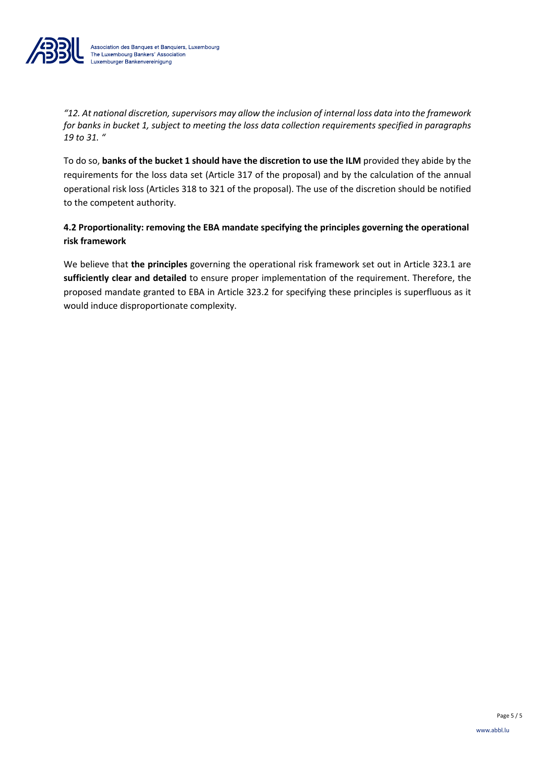*"12. At national discretion, supervisors may allow the inclusion of internal loss data into the framework for banks in bucket 1, subject to meeting the loss data collection requirements specified in paragraphs 19 to 31. "*

To do so, **banks of the bucket 1 should have the discretion to use the ILM** provided they abide by the requirements for the loss data set (Article 317 of the proposal) and by the calculation of the annual operational risk loss (Articles 318 to 321 of the proposal). The use of the discretion should be notified to the competent authority.

### 4.2 Proportionality: removing the EBA mandate specifying the principles governing the operational risk framework

We believe that **the principles** governing the operational risk framework set out in Article 323.1 are **sufficiently clear and detailed** to ensure proper implementation of the requirement. Therefore, the proposed mandate granted to EBA in Article 323.2 for specifying these principles is superfluous as it would induce disproportionate complexity.